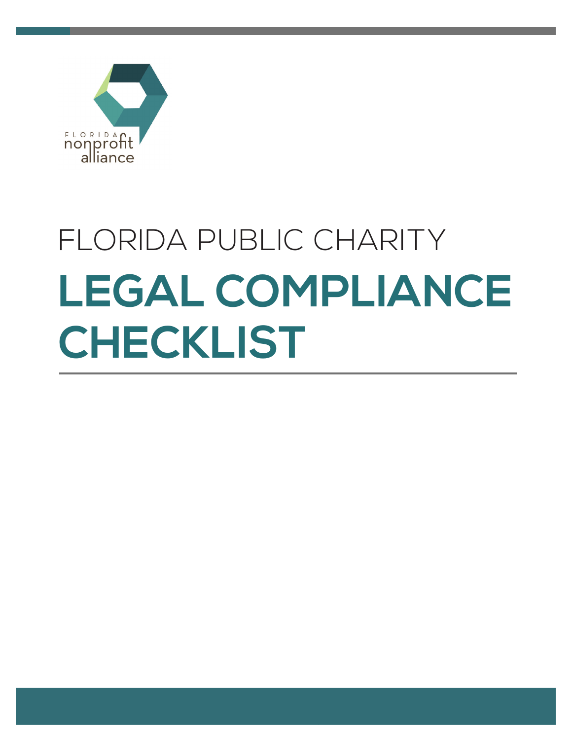FLORIDA nonprofit alliance

FLORIDA PUBLIC CHARITY

# LEGAL COMPLIANCE CHECKLIST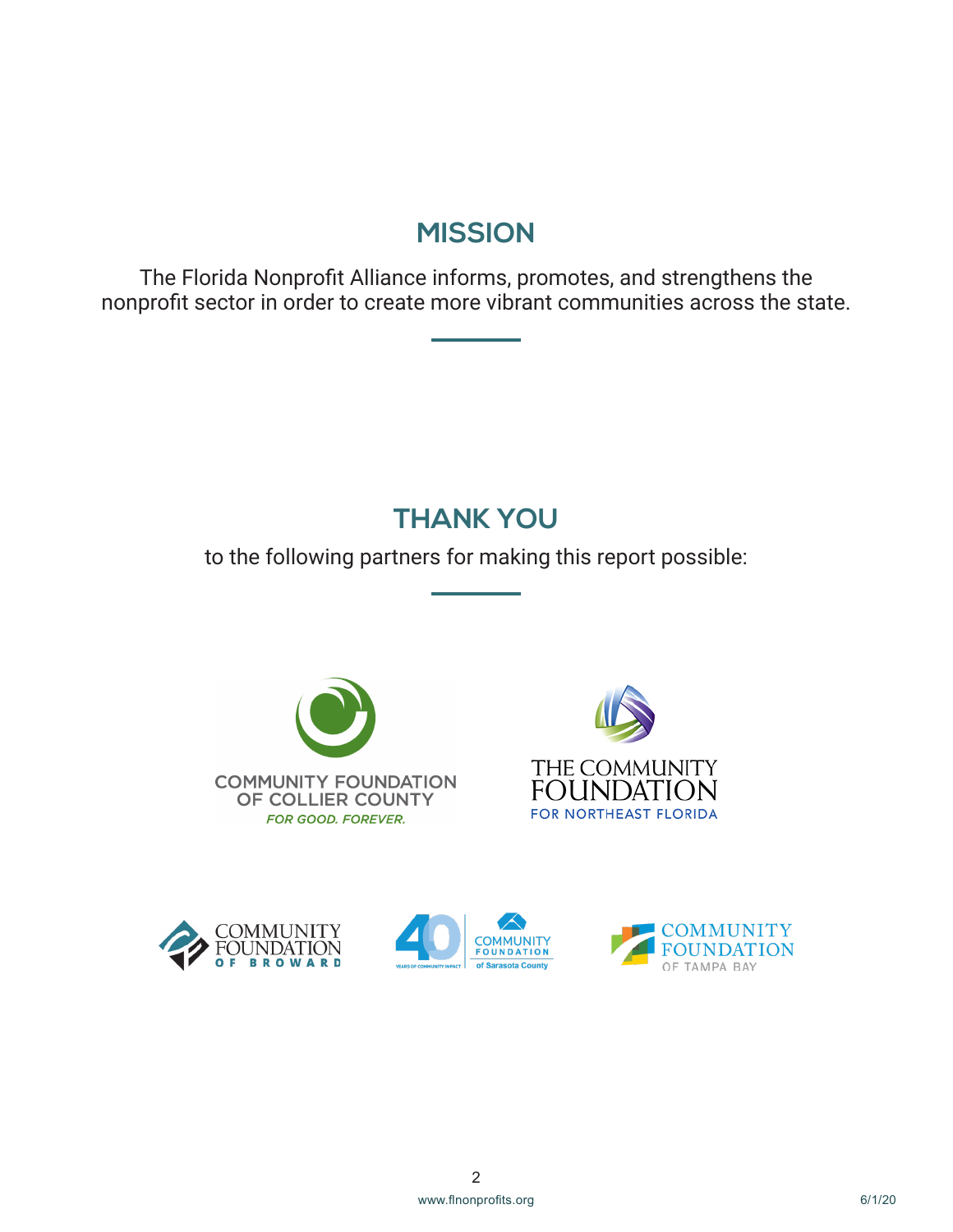## MISSION

The Florida Nonprofit Alliance informs, promotes, and strengthens the nonprofit sector in order to create more vibrant communities across the state.

## THANK YOU

to the following partners for making this report possible:

COMMUNITY FOUNDATION OF COLLIER COUNTY
*FOR GOOD. FOREVER.*

THE COMMUNITY FOUNDATION FOR NORTHEAST FLORIDA

COMMUNITY FOUNDATION OF BROWARD

40 YEARS OF COMMUNITY IMPACT
COMMUNITY FOUNDATION of Sarasota County

COMMUNITY FOUNDATION OF TAMPA BAY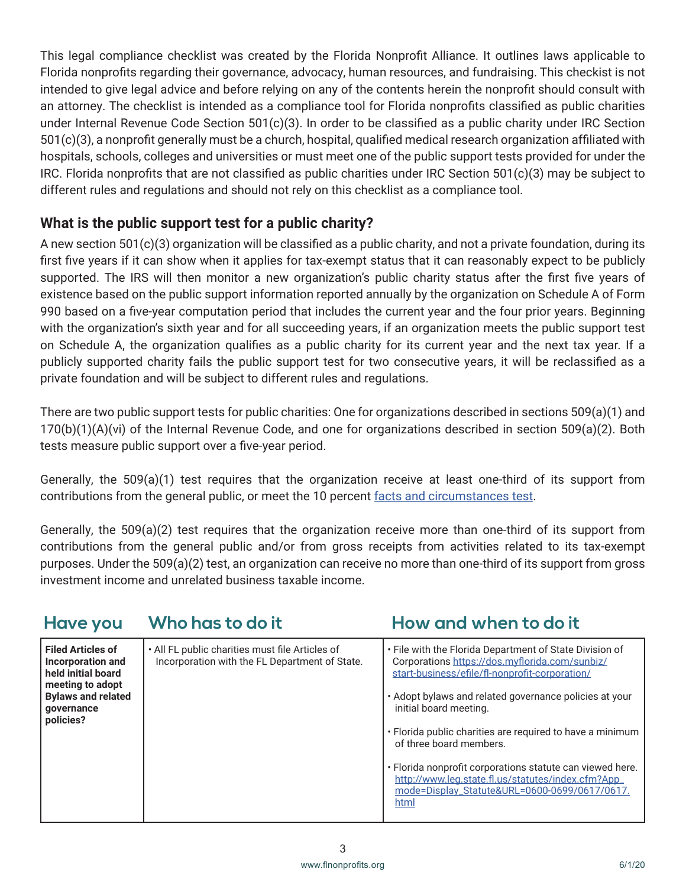This legal compliance checklist was created by the Florida Nonprofit Alliance. It outlines laws applicable to Florida nonprofits regarding their governance, advocacy, human resources, and fundraising. This checkist is not intended to give legal advice and before relying on any of the contents herein the nonprofit should consult with an attorney. The checklist is intended as a compliance tool for Florida nonprofits classified as public charities under Internal Revenue Code Section 501(c)(3). In order to be classified as a public charity under IRC Section 501(c)(3), a nonprofit generally must be a church, hospital, qualified medical research organization affiliated with hospitals, schools, colleges and universities or must meet one of the public support tests provided for under the IRC. Florida nonprofits that are not classified as public charities under IRC Section 501(c)(3) may be subject to different rules and regulations and should not rely on this checklist as a compliance tool.

## What is the public support test for a public charity?

A new section 501(c)(3) organization will be classified as a public charity, and not a private foundation, during its first five years if it can show when it applies for tax-exempt status that it can reasonably expect to be publicly supported. The IRS will then monitor a new organization's public charity status after the first five years of existence based on the public support information reported annually by the organization on Schedule A of Form 990 based on a five-year computation period that includes the current year and the four prior years. Beginning with the organization's sixth year and for all succeeding years, if an organization meets the public support test on Schedule A, the organization qualifies as a public charity for its current year and the next tax year. If a publicly supported charity fails the public support test for two consecutive years, it will be reclassified as a private foundation and will be subject to different rules and regulations.

There are two public support tests for public charities: One for organizations described in sections 509(a)(1) and 170(b)(1)(A)(vi) of the Internal Revenue Code, and one for organizations described in section 509(a)(2). Both tests measure public support over a five-year period.

Generally, the 509(a)(1) test requires that the organization receive at least one-third of its support from contributions from the general public, or meet the 10 percent facts and circumstances test.

Generally, the 509(a)(2) test requires that the organization receive more than one-third of its support from contributions from the general public and/or from gross receipts from activities related to its tax-exempt purposes. Under the 509(a)(2) test, an organization can receive no more than one-third of its support from gross investment income and unrelated business taxable income.

| Have you | Who has to do it | How and when to do it |
|---|---|---|
| **Filed Articles of Incorporation and held initial board meeting to adopt Bylaws and related governance policies?** | • All FL public charities must file Articles of Incorporation with the FL Department of State. | • File with the Florida Department of State Division of Corporations https://dos.myflorida.com/sunbiz/start-business/efile/fl-nonprofit-corporation/<br><br>• Adopt bylaws and related governance policies at your initial board meeting.<br><br>• Florida public charities are required to have a minimum of three board members.<br><br>• Florida nonprofit corporations statute can viewed here. http://www.leg.state.fl.us/statutes/index.cfm?App_mode=Display_Statute&URL=0600-0699/0617/0617.html |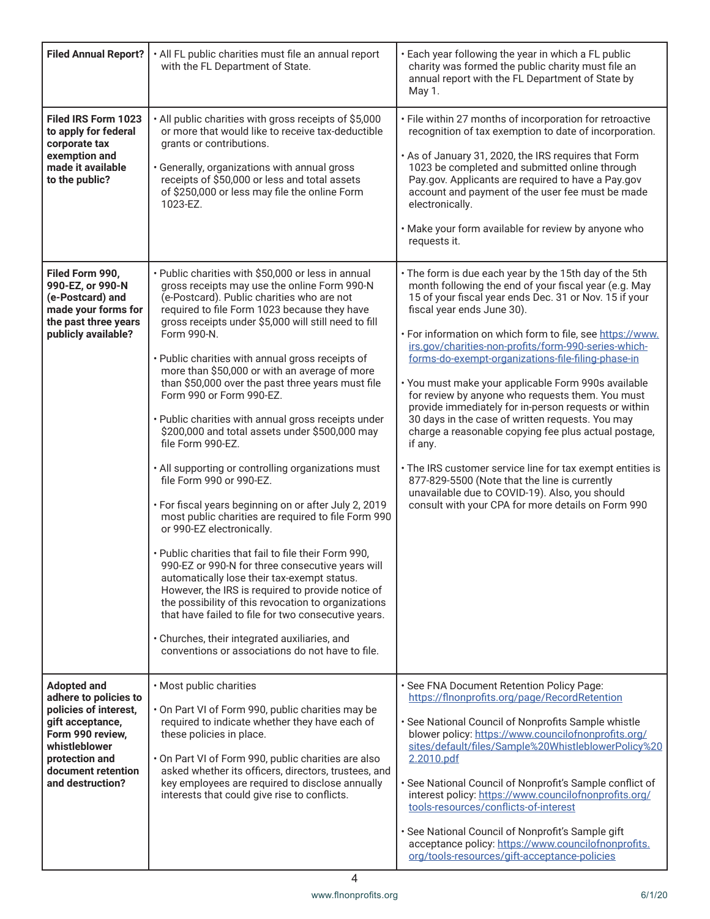| | | |
|---|---|---|
| **Filed Annual Report?** | • All FL public charities must file an annual report with the FL Department of State. | • Each year following the year in which a FL public charity was formed the public charity must file an annual report with the FL Department of State by May 1. |
| **Filed IRS Form 1023 to apply for federal corporate tax exemption and made it available to the public?** | • All public charities with gross receipts of $5,000 or more that would like to receive tax-deductible grants or contributions.<br><br>• Generally, organizations with annual gross receipts of $50,000 or less and total assets of $250,000 or less may file the online Form 1023-EZ. | • File within 27 months of incorporation for retroactive recognition of tax exemption to date of incorporation.<br><br>• As of January 31, 2020, the IRS requires that Form 1023 be completed and submitted online through Pay.gov. Applicants are required to have a Pay.gov account and payment of the user fee must be made electronically.<br><br>• Make your form available for review by anyone who requests it. |
| **Filed Form 990, 990-EZ, or 990-N (e-Postcard) and made your forms for the past three years publicly available?** | • Public charities with $50,000 or less in annual gross receipts may use the online Form 990-N (e-Postcard). Public charities who are not required to file Form 1023 because they have gross receipts under $5,000 will still need to fill Form 990-N.<br><br>• Public charities with annual gross receipts of more than $50,000 or with an average of more than $50,000 over the past three years must file Form 990 or Form 990-EZ.<br><br>• Public charities with annual gross receipts under $200,000 and total assets under $500,000 may file Form 990-EZ.<br><br>• All supporting or controlling organizations must file Form 990 or 990-EZ.<br><br>• For fiscal years beginning on or after July 2, 2019 most public charities are required to file Form 990 or 990-EZ electronically.<br><br>• Public charities that fail to file their Form 990, 990-EZ or 990-N for three consecutive years will automatically lose their tax-exempt status. However, the IRS is required to provide notice of the possibility of this revocation to organizations that have failed to file for two consecutive years.<br><br>• Churches, their integrated auxiliaries, and conventions or associations do not have to file. | • The form is due each year by the 15th day of the 5th month following the end of your fiscal year (e.g. May 15 of your fiscal year ends Dec. 31 or Nov. 15 if your fiscal year ends June 30).<br><br>• For information on which form to file, see https://www.irs.gov/charities-non-profits/form-990-series-which-forms-do-exempt-organizations-file-filing-phase-in<br><br>• You must make your applicable Form 990s available for review by anyone who requests them. You must provide immediately for in-person requests or within 30 days in the case of written requests. You may charge a reasonable copying fee plus actual postage, if any.<br><br>• The IRS customer service line for tax exempt entities is 877-829-5500 (Note that the line is currently unavailable due to COVID-19). Also, you should consult with your CPA for more details on Form 990 |
| **Adopted and adhere to policies to policies of interest, gift acceptance, Form 990 review, whistleblower protection and document retention and destruction?** | • Most public charities<br><br>• On Part VI of Form 990, public charities may be required to indicate whether they have each of these policies in place.<br><br>• On Part VI of Form 990, public charities are also asked whether its officers, directors, trustees, and key employees are required to disclose annually interests that could give rise to conflicts. | • See FNA Document Retention Policy Page: https://flnonprofits.org/page/RecordRetention<br><br>• See National Council of Nonprofits Sample whistle blower policy: https://www.councilofnonprofits.org/sites/default/files/Sample%20WhistleblowerPolicy%202.2010.pdf<br><br>• See National Council of Nonprofit's Sample conflict of interest policy: https://www.councilofnonprofits.org/tools-resources/conflicts-of-interest<br><br>• See National Council of Nonprofit's Sample gift acceptance policy: https://www.councilofnonprofits.org/tools-resources/gift-acceptance-policies |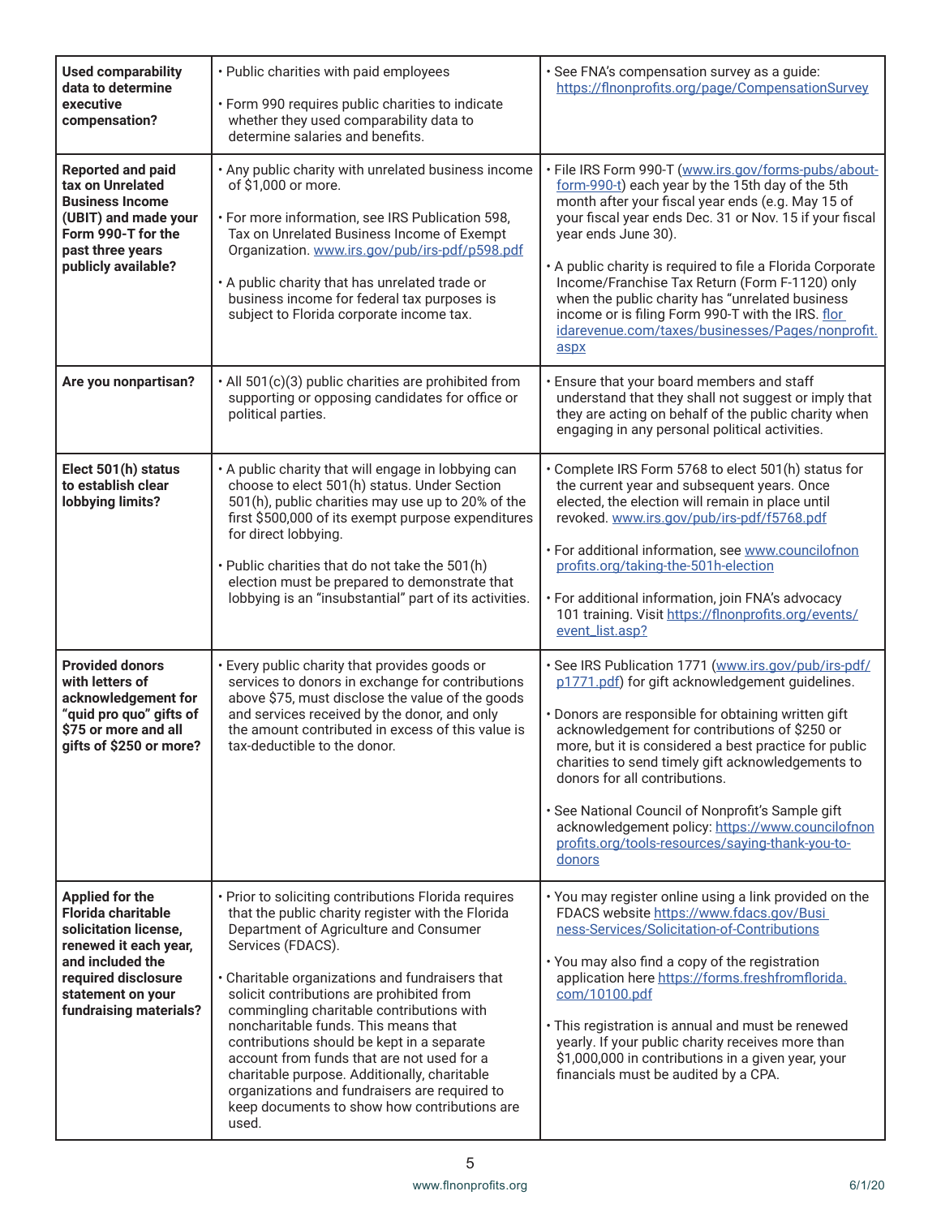| | | |
|---|---|---|
| **Used comparability data to determine executive compensation?** | • Public charities with paid employees<br><br>• Form 990 requires public charities to indicate whether they used comparability data to determine salaries and benefits. | • See FNA's compensation survey as a guide: https://flnonprofits.org/page/CompensationSurvey |
| **Reported and paid tax on Unrelated Business Income (UBIT) and made your Form 990-T for the past three years publicly available?** | • Any public charity with unrelated business income of $1,000 or more.<br><br>• For more information, see IRS Publication 598, Tax on Unrelated Business Income of Exempt Organization. www.irs.gov/pub/irs-pdf/p598.pdf<br><br>• A public charity that has unrelated trade or business income for federal tax purposes is subject to Florida corporate income tax. | • File IRS Form 990-T (www.irs.gov/forms-pubs/about-form-990-t) each year by the 15th day of the 5th month after your fiscal year ends (e.g. May 15 of your fiscal year ends Dec. 31 or Nov. 15 if your fiscal year ends June 30).<br><br>• A public charity is required to file a Florida Corporate Income/Franchise Tax Return (Form F-1120) only when the public charity has "unrelated business income or is filing Form 990-T with the IRS. floridarevenue.com/taxes/businesses/Pages/nonprofit.aspx |
| **Are you nonpartisan?** | • All 501(c)(3) public charities are prohibited from supporting or opposing candidates for office or political parties. | • Ensure that your board members and staff understand that they shall not suggest or imply that they are acting on behalf of the public charity when engaging in any personal political activities. |
| **Elect 501(h) status to establish clear lobbying limits?** | • A public charity that will engage in lobbying can choose to elect 501(h) status. Under Section 501(h), public charities may use up to 20% of the first $500,000 of its exempt purpose expenditures for direct lobbying.<br><br>• Public charities that do not take the 501(h) election must be prepared to demonstrate that lobbying is an "insubstantial" part of its activities. | • Complete IRS Form 5768 to elect 501(h) status for the current year and subsequent years. Once elected, the election will remain in place until revoked. www.irs.gov/pub/irs-pdf/f5768.pdf<br><br>• For additional information, see www.councilofnonprofits.org/taking-the-501h-election<br><br>• For additional information, join FNA's advocacy 101 training. Visit https://flnonprofits.org/events/event_list.asp? |
| **Provided donors with letters of acknowledgement for "quid pro quo" gifts of $75 or more and all gifts of $250 or more?** | • Every public charity that provides goods or services to donors in exchange for contributions above $75, must disclose the value of the goods and services received by the donor, and only the amount contributed in excess of this value is tax-deductible to the donor. | • See IRS Publication 1771 (www.irs.gov/pub/irs-pdf/p1771.pdf) for gift acknowledgement guidelines.<br><br>• Donors are responsible for obtaining written gift acknowledgement for contributions of $250 or more, but it is considered a best practice for public charities to send timely gift acknowledgements to donors for all contributions.<br><br>• See National Council of Nonprofit's Sample gift acknowledgement policy: https://www.councilofnonprofits.org/tools-resources/saying-thank-you-to-donors |
| **Applied for the Florida charitable solicitation license, renewed it each year, and included the required disclosure statement on your fundraising materials?** | • Prior to soliciting contributions Florida requires that the public charity register with the Florida Department of Agriculture and Consumer Services (FDACS).<br><br>• Charitable organizations and fundraisers that solicit contributions are prohibited from commingling charitable contributions with noncharitable funds. This means that contributions should be kept in a separate account from funds that are not used for a charitable purpose. Additionally, charitable organizations and fundraisers are required to keep documents to show how contributions are used. | • You may register online using a link provided on the FDACS website https://www.fdacs.gov/Business-Services/Solicitation-of-Contributions<br><br>• You may also find a copy of the registration application here https://forms.freshfromflorida.com/10100.pdf<br><br>• This registration is annual and must be renewed yearly. If your public charity receives more than $1,000,000 in contributions in a given year, your financials must be audited by a CPA. |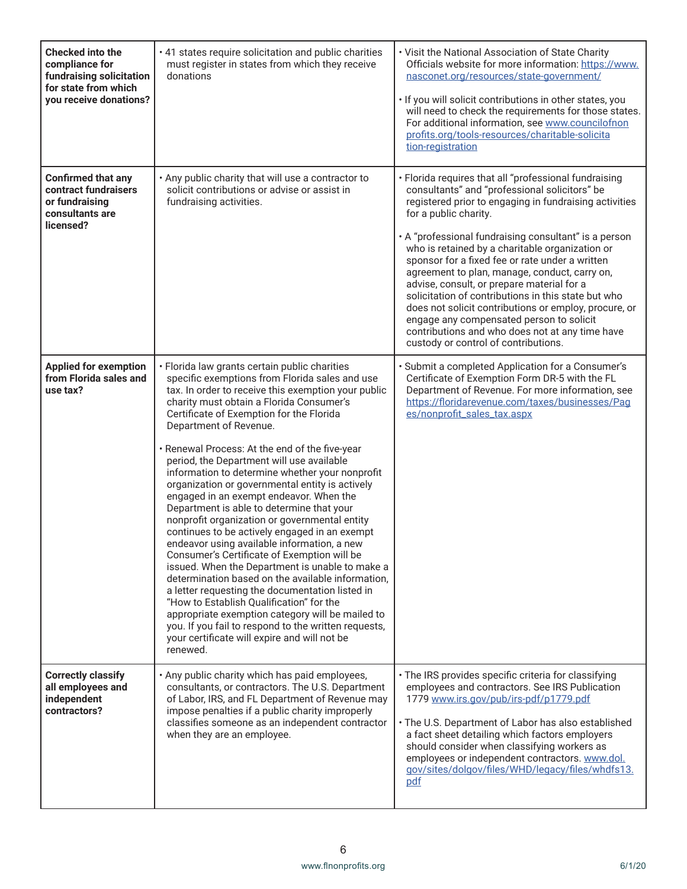| | | |
|---|---|---|
| **Checked into the compliance for fundraising solicitation for state from which you receive donations?** | • 41 states require solicitation and public charities must register in states from which they receive donations | • Visit the National Association of State Charity Officials website for more information: https://www.nasconet.org/resources/state-government/<br><br>• If you will solicit contributions in other states, you will need to check the requirements for those states. For additional information, see www.councilofnonprofits.org/tools-resources/charitable-solicitation-registration |
| **Confirmed that any contract fundraisers or fundraising consultants are licensed?** | • Any public charity that will use a contractor to solicit contributions or advise or assist in fundraising activities. | • Florida requires that all "professional fundraising consultants" and "professional solicitors" be registered prior to engaging in fundraising activities for a public charity.<br><br>• A "professional fundraising consultant" is a person who is retained by a charitable organization or sponsor for a fixed fee or rate under a written agreement to plan, manage, conduct, carry on, advise, consult, or prepare material for a solicitation of contributions in this state but who does not solicit contributions or employ, procure, or engage any compensated person to solicit contributions and who does not at any time have custody or control of contributions. |
| **Applied for exemption from Florida sales and use tax?** | • Florida law grants certain public charities specific exemptions from Florida sales and use tax. In order to receive this exemption your public charity must obtain a Florida Consumer's Certificate of Exemption for the Florida Department of Revenue.<br><br>• Renewal Process: At the end of the five-year period, the Department will use available information to determine whether your nonprofit organization or governmental entity is actively engaged in an exempt endeavor. When the Department is able to determine that your nonprofit organization or governmental entity continues to be actively engaged in an exempt endeavor using available information, a new Consumer's Certificate of Exemption will be issued. When the Department is unable to make a determination based on the available information, a letter requesting the documentation listed in "How to Establish Qualification" for the appropriate exemption category will be mailed to you. If you fail to respond to the written requests, your certificate will expire and will not be renewed. | • Submit a completed Application for a Consumer's Certificate of Exemption Form DR-5 with the FL Department of Revenue. For more information, see https://floridarevenue.com/taxes/businesses/Pages/nonprofit_sales_tax.aspx |
| **Correctly classify all employees and independent contractors?** | • Any public charity which has paid employees, consultants, or contractors. The U.S. Department of Labor, IRS, and FL Department of Revenue may impose penalties if a public charity improperly classifies someone as an independent contractor when they are an employee. | • The IRS provides specific criteria for classifying employees and contractors. See IRS Publication 1779 www.irs.gov/pub/irs-pdf/p1779.pdf<br><br>• The U.S. Department of Labor has also established a fact sheet detailing which factors employers should consider when classifying workers as employees or independent contractors. www.dol.gov/sites/dolgov/files/WHD/legacy/files/whdfs13.pdf |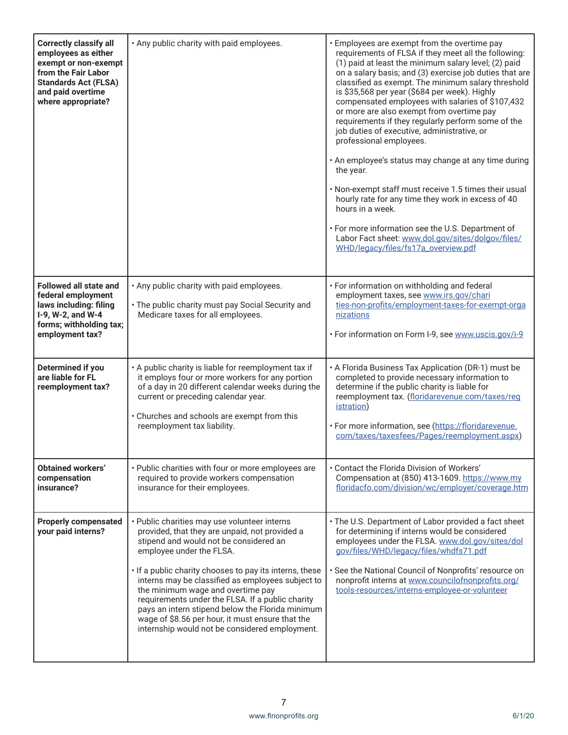| | | |
|---|---|---|
| **Correctly classify all employees as either exempt or non-exempt from the Fair Labor Standards Act (FLSA) and paid overtime where appropriate?** | • Any public charity with paid employees. | • Employees are exempt from the overtime pay requirements of FLSA if they meet all the following: (1) paid at least the minimum salary level; (2) paid on a salary basis; and (3) exercise job duties that are classified as exempt. The minimum salary threshold is $35,568 per year ($684 per week). Highly compensated employees with salaries of $107,432 or more are also exempt from overtime pay requirements if they regularly perform some of the job duties of executive, administrative, or professional employees.<br><br>• An employee's status may change at any time during the year.<br><br>• Non-exempt staff must receive 1.5 times their usual hourly rate for any time they work in excess of 40 hours in a week.<br><br>• For more information see the U.S. Department of Labor Fact sheet: www.dol.gov/sites/dolgov/files/WHD/legacy/files/fs17a_overview.pdf |
| **Followed all state and federal employment laws including: filing I-9, W-2, and W-4 forms; withholding tax; employment tax?** | • Any public charity with paid employees.<br><br>• The public charity must pay Social Security and Medicare taxes for all employees. | • For information on withholding and federal employment taxes, see www.irs.gov/charities-non-profits/employment-taxes-for-exempt-organizations<br><br>• For information on Form I-9, see www.uscis.gov/i-9 |
| **Determined if you are liable for FL reemployment tax?** | • A public charity is liable for reemployment tax if it employs four or more workers for any portion of a day in 20 different calendar weeks during the current or preceding calendar year.<br><br>• Churches and schools are exempt from this reemployment tax liability. | • A Florida Business Tax Application (DR-1) must be completed to provide necessary information to determine if the public charity is liable for reemployment tax. (floridarevenue.com/taxes/registration)<br><br>• For more information, see (https://floridarevenue.com/taxes/taxesfees/Pages/reemployment.aspx) |
| **Obtained workers' compensation insurance?** | • Public charities with four or more employees are required to provide workers compensation insurance for their employees. | • Contact the Florida Division of Workers' Compensation at (850) 413-1609. https://www.myfloridacfo.com/division/wc/employer/coverage.htm |
| **Properly compensated your paid interns?** | • Public charities may use volunteer interns provided, that they are unpaid, not provided a stipend and would not be considered an employee under the FLSA.<br><br>• If a public charity chooses to pay its interns, these interns may be classified as employees subject to the minimum wage and overtime pay requirements under the FLSA. If a public charity pays an intern stipend below the Florida minimum wage of $8.56 per hour, it must ensure that the internship would not be considered employment. | • The U.S. Department of Labor provided a fact sheet for determining if interns would be considered employees under the FLSA. www.dol.gov/sites/dolgov/files/WHD/legacy/files/whdfs71.pdf<br><br>• See the National Council of Nonprofits' resource on nonprofit interns at www.councilofnonprofits.org/tools-resources/interns-employee-or-volunteer |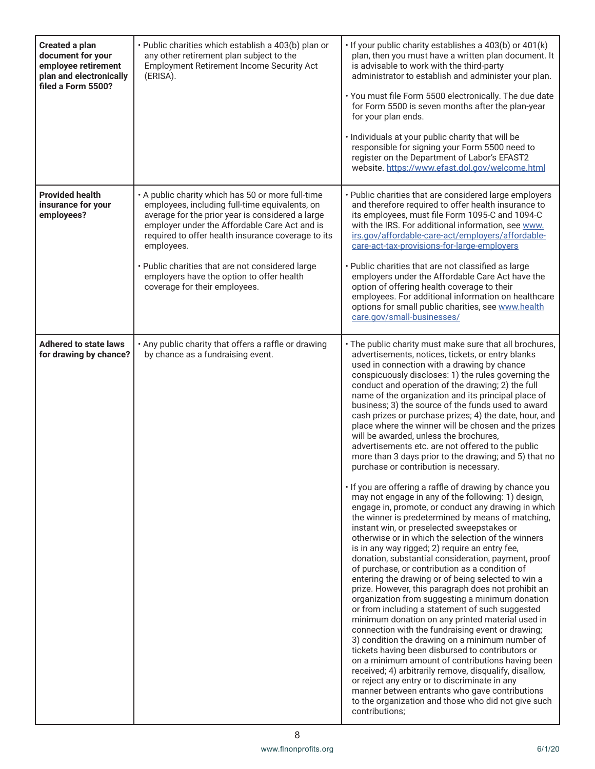| | | |
|---|---|---|
| **Created a plan document for your employee retirement plan and electronically filed a Form 5500?** | • Public charities which establish a 403(b) plan or any other retirement plan subject to the Employment Retirement Income Security Act (ERISA). | • If your public charity establishes a 403(b) or 401(k) plan, then you must have a written plan document. It is advisable to work with the third-party administrator to establish and administer your plan.<br><br>• You must file Form 5500 electronically. The due date for Form 5500 is seven months after the plan-year for your plan ends.<br><br>• Individuals at your public charity that will be responsible for signing your Form 5500 need to register on the Department of Labor's EFAST2 website. https://www.efast.dol.gov/welcome.html |
| **Provided health insurance for your employees?** | • A public charity which has 50 or more full-time employees, including full-time equivalents, on average for the prior year is considered a large employer under the Affordable Care Act and is required to offer health insurance coverage to its employees.<br><br>• Public charities that are not considered large employers have the option to offer health coverage for their employees. | • Public charities that are considered large employers and therefore required to offer health insurance to its employees, must file Form 1095-C and 1094-C with the IRS. For additional information, see www.irs.gov/affordable-care-act/employers/affordable-care-act-tax-provisions-for-large-employers<br><br>• Public charities that are not classified as large employers under the Affordable Care Act have the option of offering health coverage to their employees. For additional information on healthcare options for small public charities, see www.healthcare.gov/small-businesses/ |
| **Adhered to state laws for drawing by chance?** | • Any public charity that offers a raffle or drawing by chance as a fundraising event. | • The public charity must make sure that all brochures, advertisements, notices, tickets, or entry blanks used in connection with a drawing by chance conspicuously discloses: 1) the rules governing the conduct and operation of the drawing; 2) the full name of the organization and its principal place of business; 3) the source of the funds used to award cash prizes or purchase prizes; 4) the date, hour, and place where the winner will be chosen and the prizes will be awarded, unless the brochures, advertisements etc. are not offered to the public more than 3 days prior to the drawing; and 5) that no purchase or contribution is necessary.<br><br>• If you are offering a raffle of drawing by chance you may not engage in any of the following: 1) design, engage in, promote, or conduct any drawing in which the winner is predetermined by means of matching, instant win, or preselected sweepstakes or otherwise or in which the selection of the winners is in any way rigged; 2) require an entry fee, donation, substantial consideration, payment, proof of purchase, or contribution as a condition of entering the drawing or of being selected to win a prize. However, this paragraph does not prohibit an organization from suggesting a minimum donation or from including a statement of such suggested minimum donation on any printed material used in connection with the fundraising event or drawing; 3) condition the drawing on a minimum number of tickets having been disbursed to contributors or on a minimum amount of contributions having been received; 4) arbitrarily remove, disqualify, disallow, or reject any entry or to discriminate in any manner between entrants who gave contributions to the organization and those who did not give such contributions; |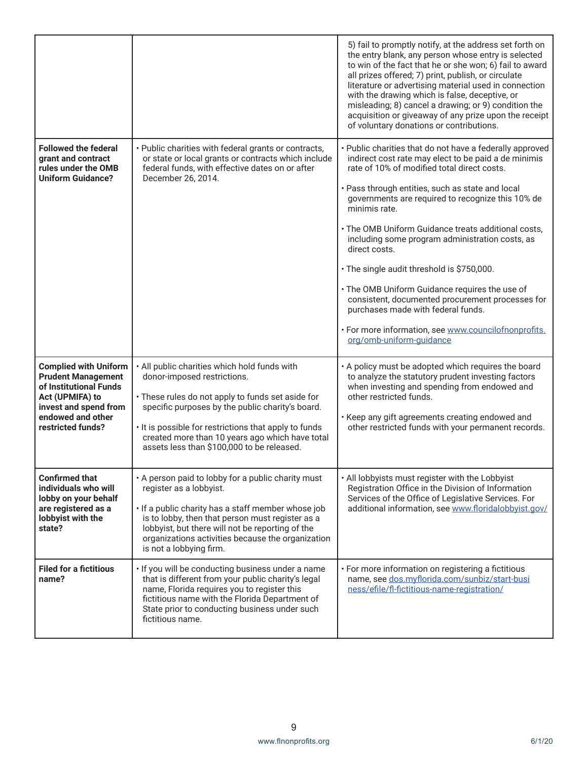| | | |
|---|---|---|
| | | 5) fail to promptly notify, at the address set forth on the entry blank, any person whose entry is selected to win of the fact that he or she won; 6) fail to award all prizes offered; 7) print, publish, or circulate literature or advertising material used in connection with the drawing which is false, deceptive, or misleading; 8) cancel a drawing; or 9) condition the acquisition or giveaway of any prize upon the receipt of voluntary donations or contributions. |
| **Followed the federal grant and contract rules under the OMB Uniform Guidance?** | • Public charities with federal grants or contracts, or state or local grants or contracts which include federal funds, with effective dates on or after December 26, 2014. | • Public charities that do not have a federally approved indirect cost rate may elect to be paid a de minimis rate of 10% of modified total direct costs.<br><br>• Pass through entities, such as state and local governments are required to recognize this 10% de minimis rate.<br><br>• The OMB Uniform Guidance treats additional costs, including some program administration costs, as direct costs.<br><br>• The single audit threshold is $750,000.<br><br>• The OMB Uniform Guidance requires the use of consistent, documented procurement processes for purchases made with federal funds.<br><br>• For more information, see [www.councilofnonprofits.org/omb-uniform-guidance](www.councilofnonprofits.org/omb-uniform-guidance) |
| **Complied with Uniform Prudent Management of Institutional Funds Act (UPMIFA) to invest and spend from endowed and other restricted funds?** | • All public charities which hold funds with donor-imposed restrictions.<br><br>• These rules do not apply to funds set aside for specific purposes by the public charity's board.<br><br>• It is possible for restrictions that apply to funds created more than 10 years ago which have total assets less than $100,000 to be released. | • A policy must be adopted which requires the board to analyze the statutory prudent investing factors when investing and spending from endowed and other restricted funds.<br><br>• Keep any gift agreements creating endowed and other restricted funds with your permanent records. |
| **Confirmed that individuals who will lobby on your behalf are registered as a lobbyist with the state?** | • A person paid to lobby for a public charity must register as a lobbyist.<br><br>• If a public charity has a staff member whose job is to lobby, then that person must register as a lobbyist, but there will not be reporting of the organizations activities because the organization is not a lobbying firm. | • All lobbyists must register with the Lobbyist Registration Office in the Division of Information Services of the Office of Legislative Services. For additional information, see [www.floridalobbyist.gov/](www.floridalobbyist.gov/) |
| **Filed for a fictitious name?** | • If you will be conducting business under a name that is different from your public charity's legal name, Florida requires you to register this fictitious name with the Florida Department of State prior to conducting business under such fictitious name. | • For more information on registering a fictitious name, see [dos.myflorida.com/sunbiz/start-business/efile/fl-fictitious-name-registration/](dos.myflorida.com/sunbiz/start-business/efile/fl-fictitious-name-registration/) |